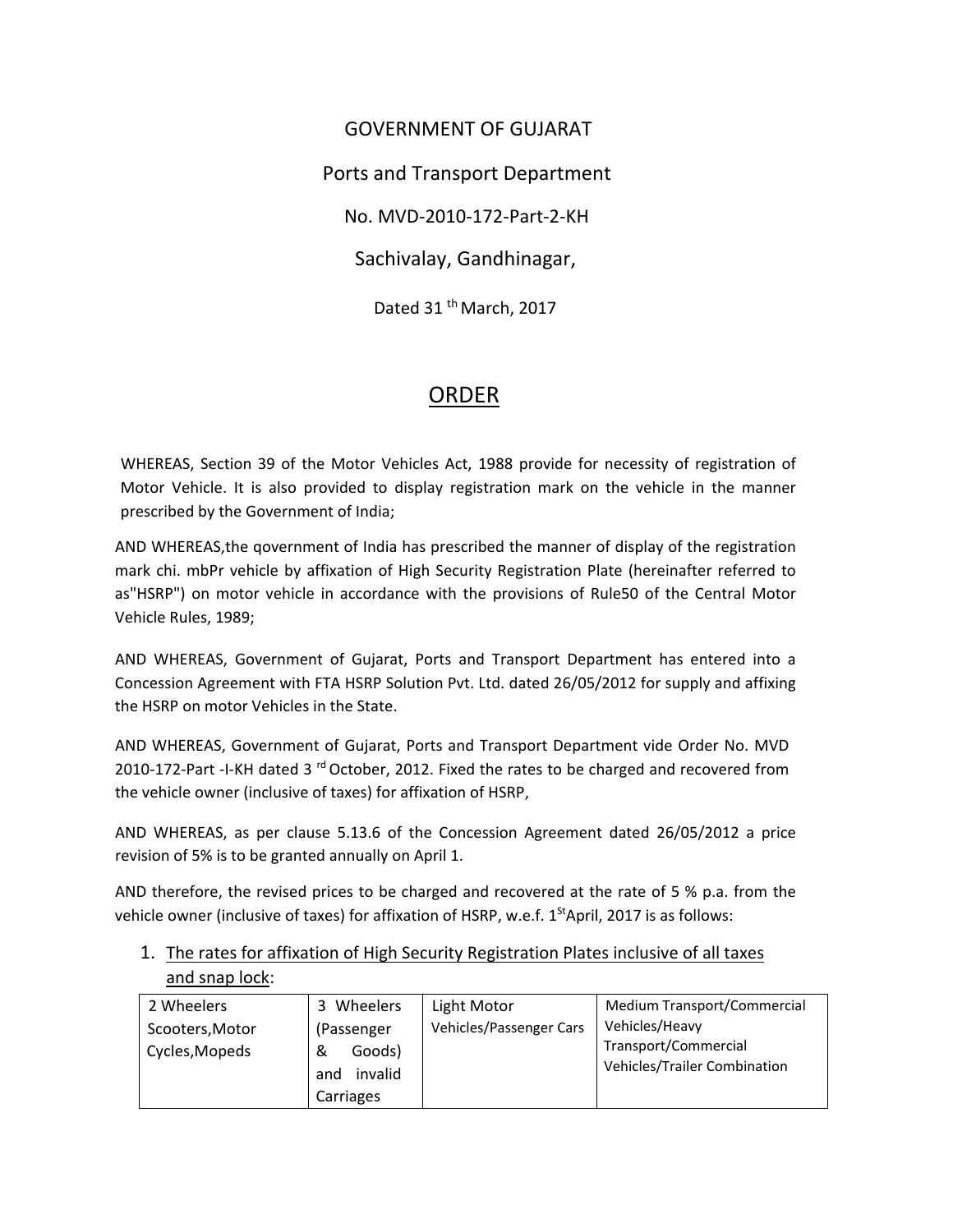GOVERNMENT OF GUJARAT

Ports and Transport Department

No. MVD-2010-172-Part-2-KH

Sachivalay, Gandhinagar,

Dated 31 th March, 2017

# ORDER

WHEREAS, Section 39 of the Motor Vehicles Act, 1988 provide for necessity of registration of Motor Vehicle. It is also provided to display registration mark on the vehicle in the manner prescribed by the Government of India;

AND WHEREAS,the qovernment of India has prescribed the manner of display of the registration mark chi. mbPr vehicle by affixation of High Security Registration Plate (hereinafter referred to as"HSRP") on motor vehicle in accordance with the provisions of Rule50 of the Central Motor Vehicle Rules, 1989;

AND WHEREAS, Government of Gujarat, Ports and Transport Department has entered into a Concession Agreement with FTA HSRP Solution Pvt. Ltd. dated 26/05/2012 for supply and affixing the HSRP on motor Vehicles in the State.

AND WHEREAS, Government of Gujarat, Ports and Transport Department vide Order No. MVD 2010-172-Part -I-KH dated 3 rd October, 2012. Fixed the rates to be charged and recovered from the vehicle owner (inclusive of taxes) for affixation of HSRP,

AND WHEREAS, as per clause 5.13.6 of the Concession Agreement dated 26/05/2012 a price revision of 5% is to be granted annually on April 1.

AND therefore, the revised prices to be charged and recovered at the rate of 5 % p.a. from the vehicle owner (inclusive of taxes) for affixation of HSRP, w.e.f. 1St April, 2017 is as follows:

1. The rates for affixation of High Security Registration Plates inclusive of all taxes and snap lock:

| 2 Wheelers Scooters,Motor Cycles,Mopeds | 3 Wheelers (Passenger & Goods) and invalid Carriages | Light Motor Vehicles/Passenger Cars | Medium Transport/Commercial Vehicles/Heavy Transport/Commercial Vehicles/Trailer Combination |
|---|---|---|---|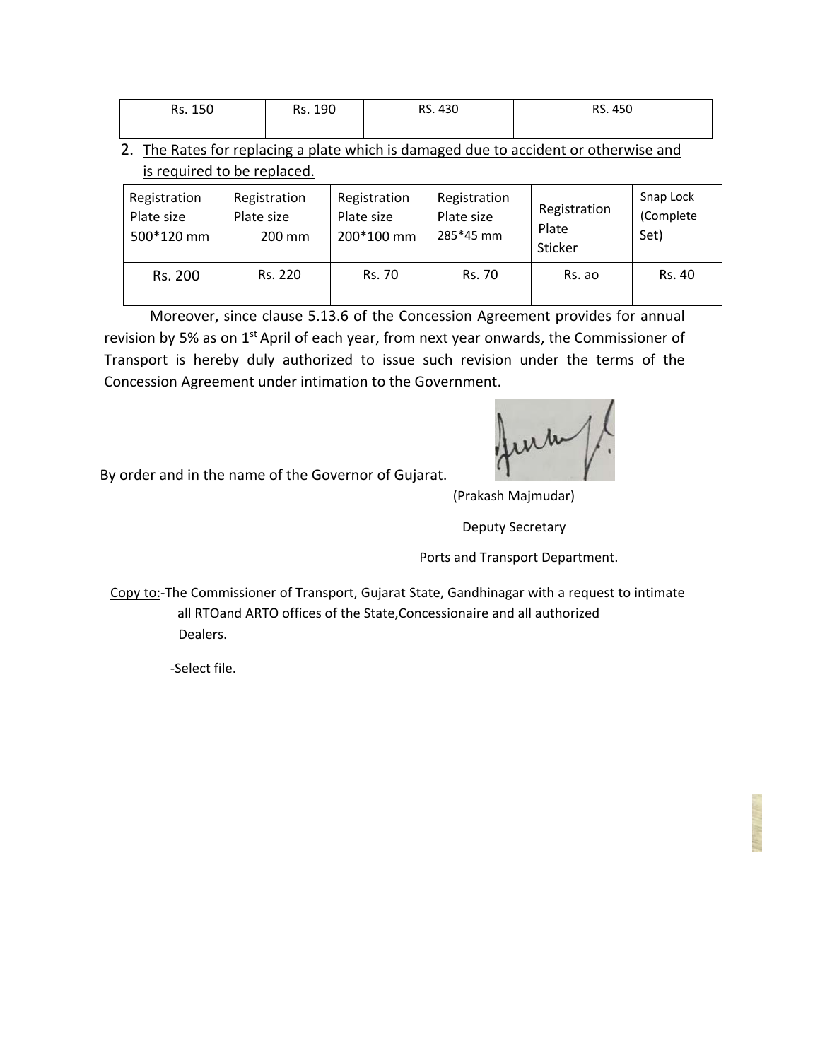| | | | |
|---|---|---|---|
| Rs. 150 | Rs. 190 | RS. 430 | RS. 450 |

2. The Rates for replacing a plate which is damaged due to accident or otherwise and is required to be replaced.

| Registration Plate size 500*120 mm | Registration Plate size 200 mm | Registration Plate size 200*100 mm | Registration Plate size 285*45 mm | Registration Plate Sticker | Snap Lock (Complete Set) |
|---|---|---|---|---|---|
| Rs. 200 | Rs. 220 | Rs. 70 | Rs. 70 | Rs. ao | Rs. 40 |

Moreover, since clause 5.13.6 of the Concession Agreement provides for annual revision by 5% as on 1st April of each year, from next year onwards, the Commissioner of Transport is hereby duly authorized to issue such revision under the terms of the Concession Agreement under intimation to the Government.

By order and in the name of the Governor of Gujarat.

(Prakash Majmudar)

Deputy Secretary

Ports and Transport Department.

Copy to:-The Commissioner of Transport, Gujarat State, Gandhinagar with a request to intimate all RTOand ARTO offices of the State,Concessionaire and all authorized Dealers.

-Select file.